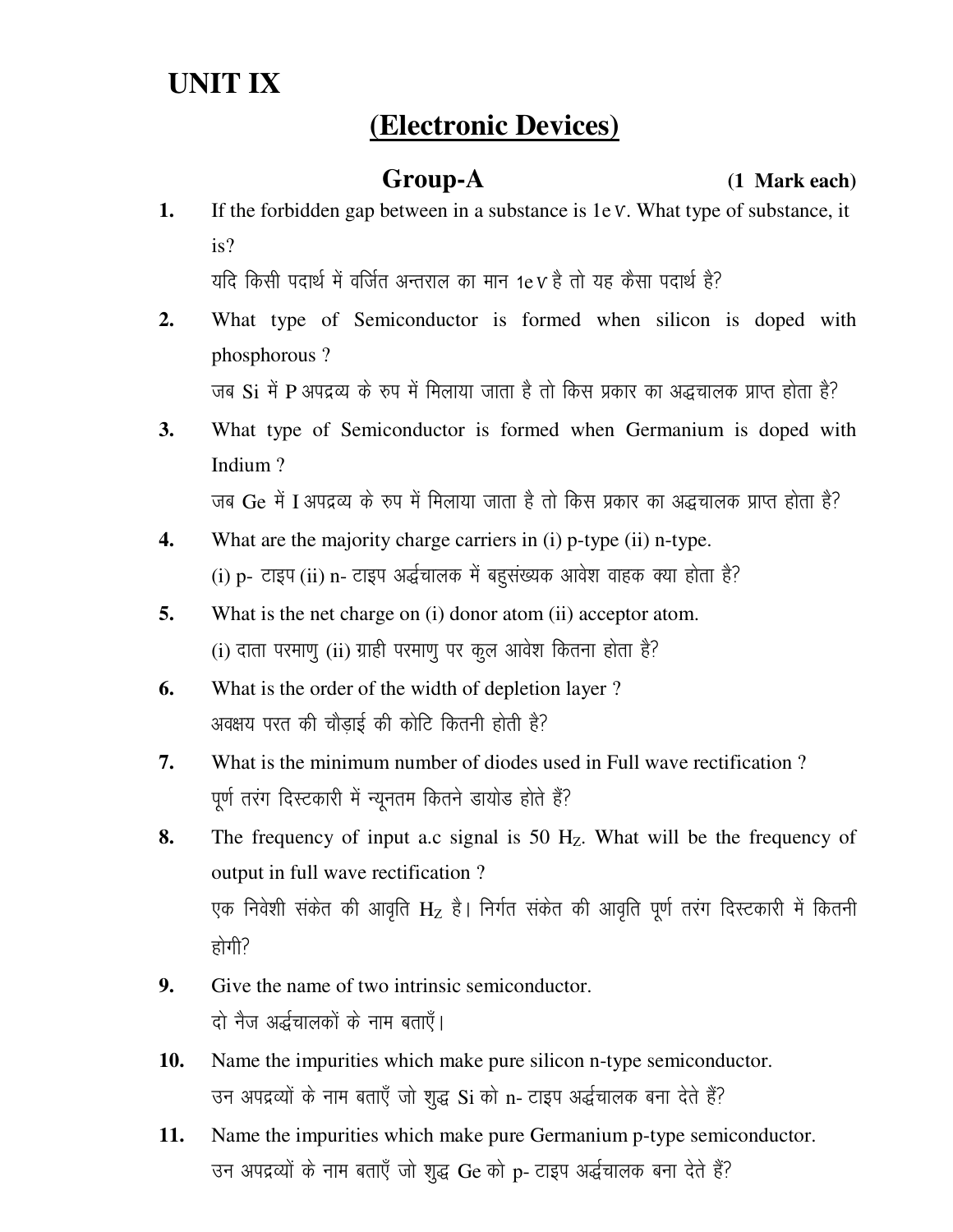# UNIT IX

## (Electronic Devices)

### Group-A (1 Mark each)

**1.** If the forbidden gap between in a substance is 1eV. What type of substance, it is?

यदि किसी पदार्थ में वर्जित अन्तराल का मान 1eV है तो यह कैसा पदार्थ है?

**2.** What type of Semiconductor is formed when silicon is doped with phosphorous ?

जब Si में P अपद्रव्य के रुप में मिलाया जाता है तो किस प्रकार का अद्धचालक प्राप्त होता है?

**3.** What type of Semiconductor is formed when Germanium is doped with Indium ?

जब Ge में I अपद्रव्य के रुप में मिलाया जाता है तो किस प्रकार का अद्धचालक प्राप्त होता है?

**4.** What are the majority charge carriers in (i) p-type (ii) n-type.

(i) p- टाइप (ii) n- टाइप अर्द्धचालक में बहुसंख्यक आवेश वाहक क्या होता है?

**5.** What is the net charge on (i) donor atom (ii) acceptor atom.

(i) दाता परमाणु (ii) ग्राही परमाणु पर कुल आवेश कितना होता है?

**6.** What is the order of the width of depletion layer ?

अवक्षय परत की चौड़ाई की कोटि कितनी होती है?

**7.** What is the minimum number of diodes used in Full wave rectification ?

पूर्ण तरंग दिस्टकारी में न्यूनतम कितने डायोड होते हैं?

**8.** The frequency of input a.c signal is 50 $H_Z$. What will be the frequency of output in full wave rectification ?

एक निवेशी संकेत की आवृति $H_Z$ है। निर्गत संकेत की आवृति पूर्ण तरंग दिस्टकारी में कितनी होगी?

**9.** Give the name of two intrinsic semiconductor.

दो नैज अर्द्धचालकों के नाम बताएँ।

**10.** Name the impurities which make pure silicon n-type semiconductor.

उन अपद्रव्यों के नाम बताएँ जो शुद्ध Si को n- टाइप अर्द्धचालक बना देते हैं?

**11.** Name the impurities which make pure Germanium p-type semiconductor.

उन अपद्रव्यों के नाम बताएँ जो शुद्ध Ge को p- टाइप अर्द्धचालक बना देते हैं?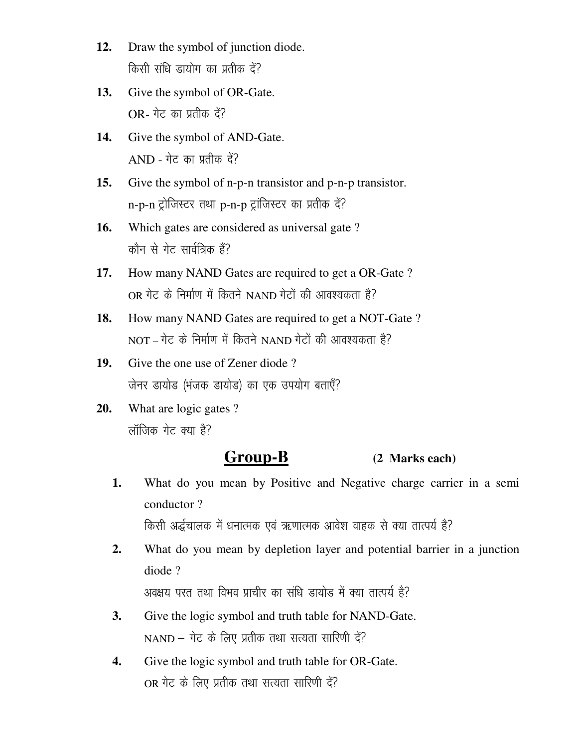12. Draw the symbol of junction diode.
    किसी संधि डायोग का प्रतीक दें?

13. Give the symbol of OR-Gate.
    OR- गेट का प्रतीक दें?

14. Give the symbol of AND-Gate.
    AND - गेट का प्रतीक दें?

15. Give the symbol of n-p-n transistor and p-n-p transistor.
    n-p-n ट्रोजिस्टर तथा p-n-p ट्रांजिस्टर का प्रतीक दें?

16. Which gates are considered as universal gate ?
    कौन से गेट सार्वत्रिक हैं?

17. How many NAND Gates are required to get a OR-Gate ?
    OR गेट के निर्माण में कितने NAND गेटों की आवश्यकता है?

18. How many NAND Gates are required to get a NOT-Gate ?
    NOT – गेट के निर्माण में कितने NAND गेटों की आवश्यकता है?

19. Give the one use of Zener diode ?
    जेनर डायोड (भंजक डायोड) का एक उपयोग बताएँ?

20. What are logic gates ?
    लॉजिक गेट क्या है?

## Group-B (2 Marks each)

1. What do you mean by Positive and Negative charge carrier in a semi conductor ?
   किसी अर्द्धचालक में धनात्मक एवं ऋणात्मक आवेश वाहक से क्या तात्पर्य है?

2. What do you mean by depletion layer and potential barrier in a junction diode ?
   अवक्षय परत तथा विभव प्राचीर का संधि डायोड में क्या तात्पर्य है?

3. Give the logic symbol and truth table for NAND-Gate.
   NAND – गेट के लिए प्रतीक तथा सत्यता सारिणी दें?

4. Give the logic symbol and truth table for OR-Gate.
   OR गेट के लिए प्रतीक तथा सत्यता सारिणी दें?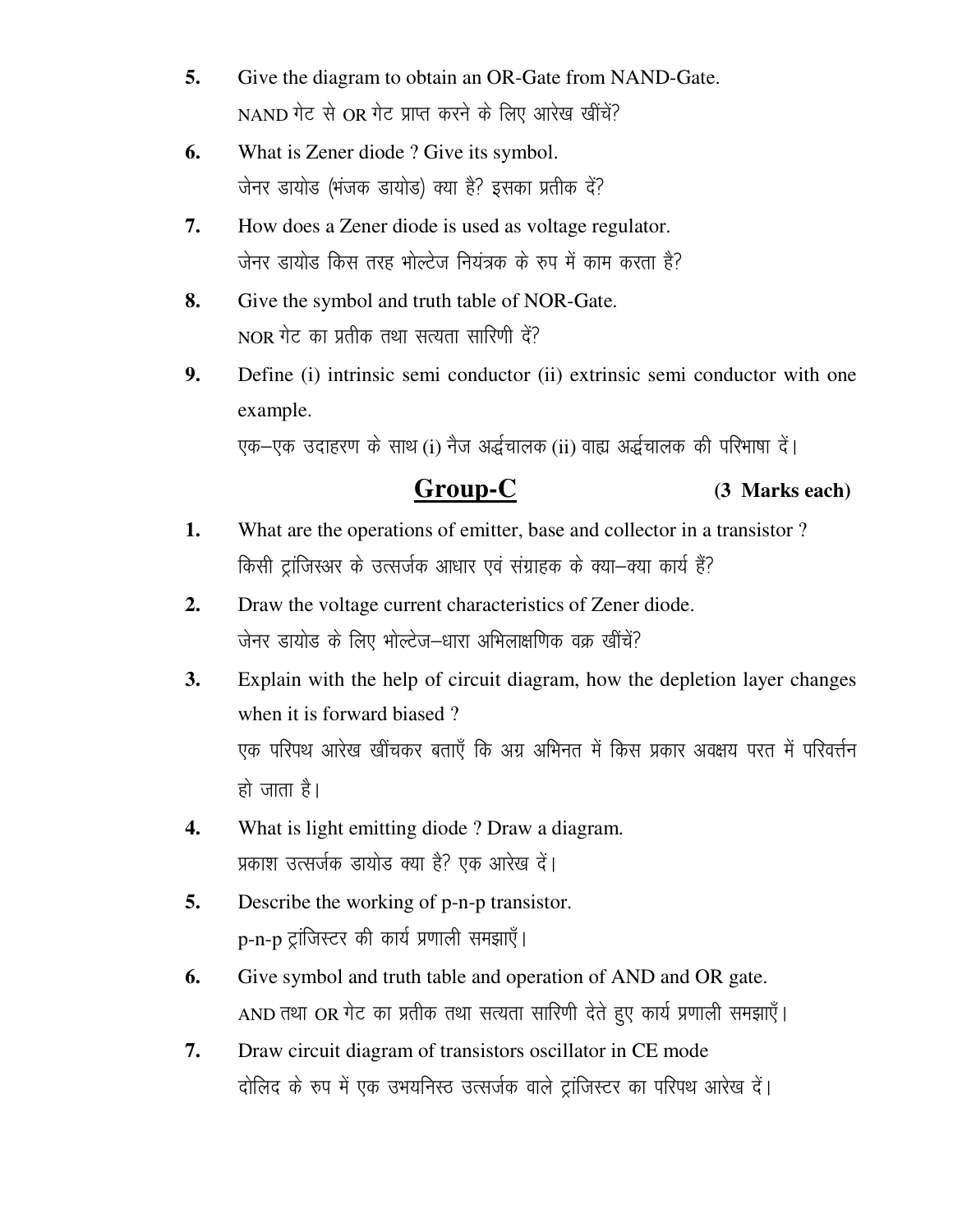5. Give the diagram to obtain an OR-Gate from NAND-Gate.
   NAND गेट से OR गेट प्राप्त करने के लिए आरेख खींचें?

6. What is Zener diode ? Give its symbol.
   जेनर डायोड (भंजक डायोड) क्या है? इसका प्रतीक दें?

7. How does a Zener diode is used as voltage regulator.
   जेनर डायोड किस तरह भोल्टेज नियंत्रक के रुप में काम करता है?

8. Give the symbol and truth table of NOR-Gate.
   NOR गेट का प्रतीक तथा सत्यता सारिणी दें?

9. Define (i) intrinsic semi conductor (ii) extrinsic semi conductor with one example.
   एक–एक उदाहरण के साथ (i) नैज अर्द्धचालक (ii) वाह्य अर्द्धचालक की परिभाषा दें।

## Group-C (3 Marks each)

1. What are the operations of emitter, base and collector in a transistor ?
   किसी ट्रांजिस्अर के उत्सर्जक आधार एवं संग्राहक के क्या–क्या कार्य हैं?

2. Draw the voltage current characteristics of Zener diode.
   जेनर डायोड के लिए भोल्टेज–धारा अभिलाक्षणिक वक्र खींचें?

3. Explain with the help of circuit diagram, how the depletion layer changes when it is forward biased ?
   एक परिपथ आरेख खींचकर बताएँ कि अग्र अभिनत में किस प्रकार अवक्षय परत में परिवर्त्तन हो जाता है।

4. What is light emitting diode ? Draw a diagram.
   प्रकाश उत्सर्जक डायोड क्या है? एक आरेख दें।

5. Describe the working of p-n-p transistor.
   p-n-p ट्रांजिस्टर की कार्य प्रणाली समझाएँ।

6. Give symbol and truth table and operation of AND and OR gate.
   AND तथा OR गेट का प्रतीक तथा सत्यता सारिणी देते हुए कार्य प्रणाली समझाएँ।

7. Draw circuit diagram of transistors oscillator in CE mode
   दोलिद के रुप में एक उभयनिस्ठ उत्सर्जक वाले ट्रांजिस्टर का परिपथ आरेख दें।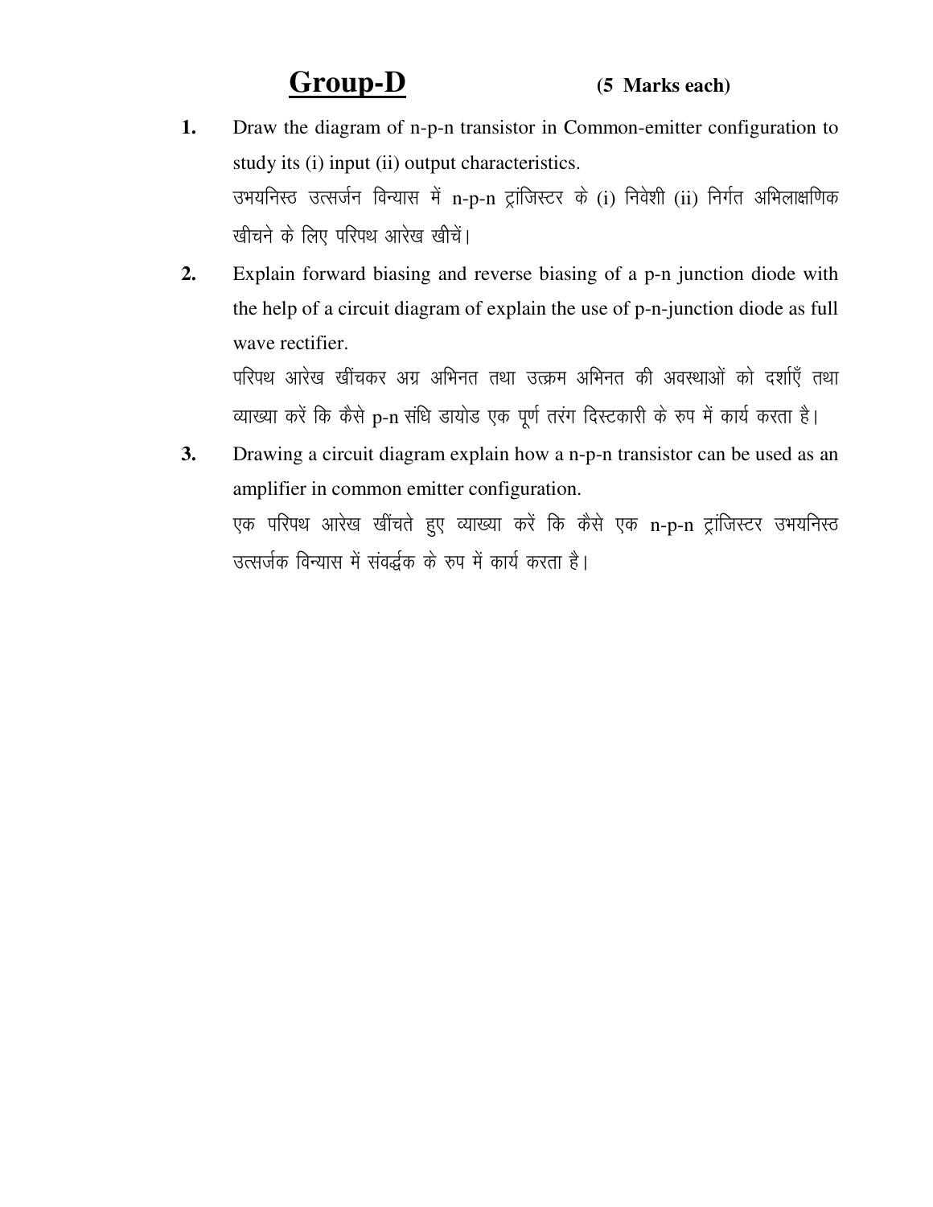## Group-D (5 Marks each)

1. Draw the diagram of n-p-n transistor in Common-emitter configuration to study its (i) input (ii) output characteristics.
   उभयनिस्ठ उत्सर्जन विन्यास में n-p-n ट्रांजिस्टर के (i) निवेशी (ii) निर्गत अभिलाक्षणिक खीचने के लिए परिपथ आरेख खीचें।

2. Explain forward biasing and reverse biasing of a p-n junction diode with the help of a circuit diagram of explain the use of p-n-junction diode as full wave rectifier.
   परिपथ आरेख खींचकर अग्र अभिनत तथा उत्क्रम अभिनत की अवस्थाओं को दर्शाएँ तथा व्याख्या करें कि कैसे p-n संधि डायोड एक पूर्ण तरंग दिस्टकारी के रुप में कार्य करता है।

3. Drawing a circuit diagram explain how a n-p-n transistor can be used as an amplifier in common emitter configuration.
   एक परिपथ आरेख खींचते हुए व्याख्या करें कि कैसे एक n-p-n ट्रांजिस्टर उभयनिस्ठ उत्सर्जक विन्यास में संवर्द्धक के रुप में कार्य करता है।